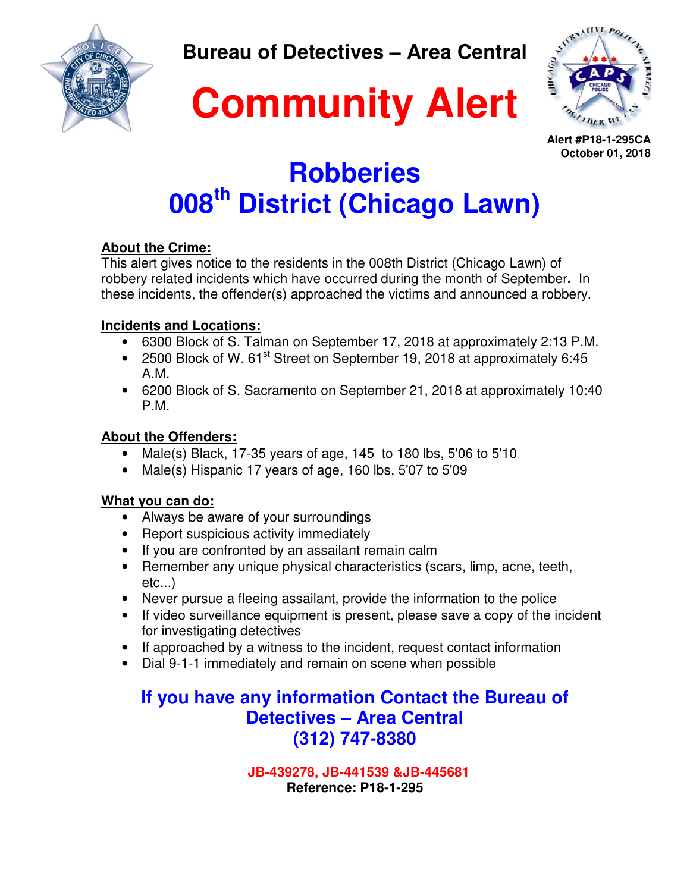# Bureau of Detectives – Area Central

# Community Alert

**Alert #P18-1-295CA**
**October 01, 2018**

## Robberies
## 008th District (Chicago Lawn)

**About the Crime:**
This alert gives notice to the residents in the 008th District (Chicago Lawn) of robbery related incidents which have occurred during the month of September. In these incidents, the offender(s) approached the victims and announced a robbery.

**Incidents and Locations:**

- 6300 Block of S. Talman on September 17, 2018 at approximately 2:13 P.M.
- 2500 Block of W. 61st Street on September 19, 2018 at approximately 6:45 A.M.
- 6200 Block of S. Sacramento on September 21, 2018 at approximately 10:40 P.M.

**About the Offenders:**

- Male(s) Black, 17-35 years of age, 145 to 180 lbs, 5'06 to 5'10
- Male(s) Hispanic 17 years of age, 160 lbs, 5'07 to 5'09

**What you can do:**

- Always be aware of your surroundings
- Report suspicious activity immediately
- If you are confronted by an assailant remain calm
- Remember any unique physical characteristics (scars, limp, acne, teeth, etc...)
- Never pursue a fleeing assailant, provide the information to the police
- If video surveillance equipment is present, please save a copy of the incident for investigating detectives
- If approached by a witness to the incident, request contact information
- Dial 9-1-1 immediately and remain on scene when possible

**If you have any information Contact the Bureau of Detectives – Area Central**
**(312) 747-8380**

**JB-439278, JB-441539 &JB-445681**
**Reference: P18-1-295**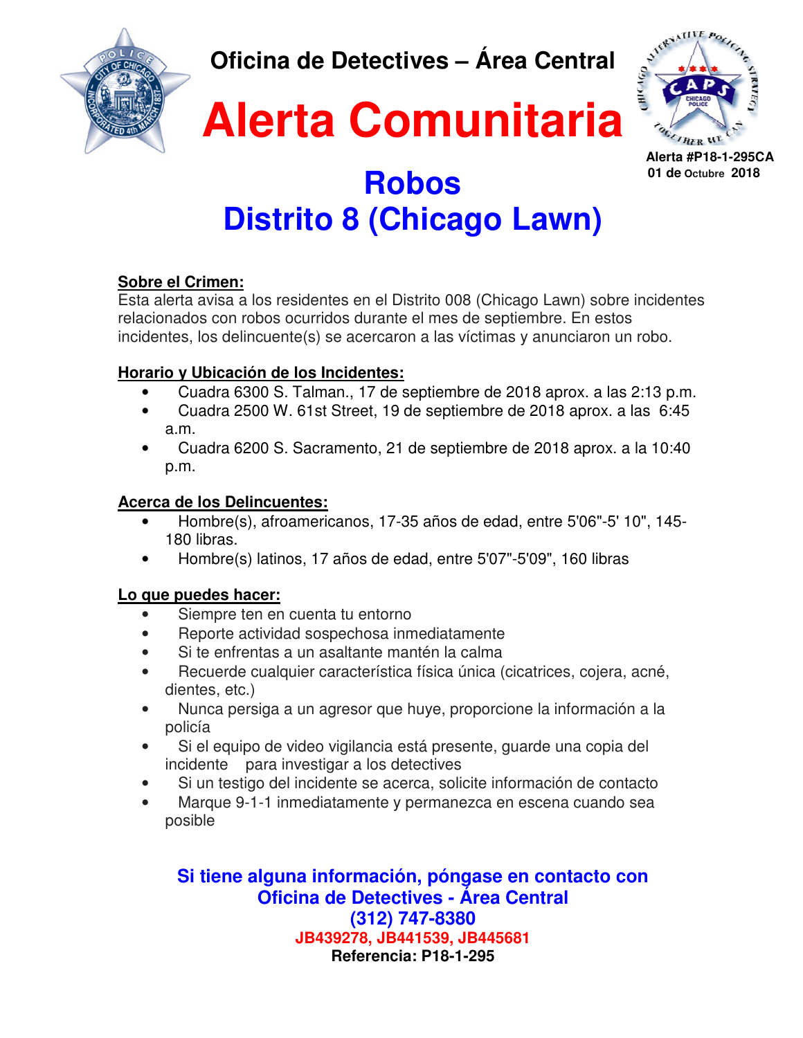Oficina de Detectives – Área Central

# Alerta Comunitaria

Alerta #P18-1-295CA
01 de Octubre 2018

## Robos
## Distrito 8 (Chicago Lawn)

**Sobre el Crimen:**

Esta alerta avisa a los residentes en el Distrito 008 (Chicago Lawn) sobre incidentes relacionados con robos ocurridos durante el mes de septiembre. En estos incidentes, los delincuente(s) se acercaron a las víctimas y anunciaron un robo.

**Horario y Ubicación de los Incidentes:**

- Cuadra 6300 S. Talman., 17 de septiembre de 2018 aprox. a las 2:13 p.m.
- Cuadra 2500 W. 61st Street, 19 de septiembre de 2018 aprox. a las 6:45 a.m.
- Cuadra 6200 S. Sacramento, 21 de septiembre de 2018 aprox. a la 10:40 p.m.

**Acerca de los Delincuentes:**

- Hombre(s), afroamericanos, 17-35 años de edad, entre 5'06"-5' 10", 145-180 libras.
- Hombre(s) latinos, 17 años de edad, entre 5'07"-5'09", 160 libras

**Lo que puedes hacer:**

- Siempre ten en cuenta tu entorno
- Reporte actividad sospechosa inmediatamente
- Si te enfrentas a un asaltante mantén la calma
- Recuerde cualquier característica física única (cicatrices, cojera, acné, dientes, etc.)
- Nunca persiga a un agresor que huye, proporcione la información a la policía
- Si el equipo de video vigilancia está presente, guarde una copia del incidente para investigar a los detectives
- Si un testigo del incidente se acerca, solicite información de contacto
- Marque 9-1-1 inmediatamente y permanezca en escena cuando sea posible

**Si tiene alguna información, póngase en contacto con**
**Oficina de Detectives - Área Central**
**(312) 747-8380**
**JB439278, JB441539, JB445681**
**Referencia: P18-1-295**